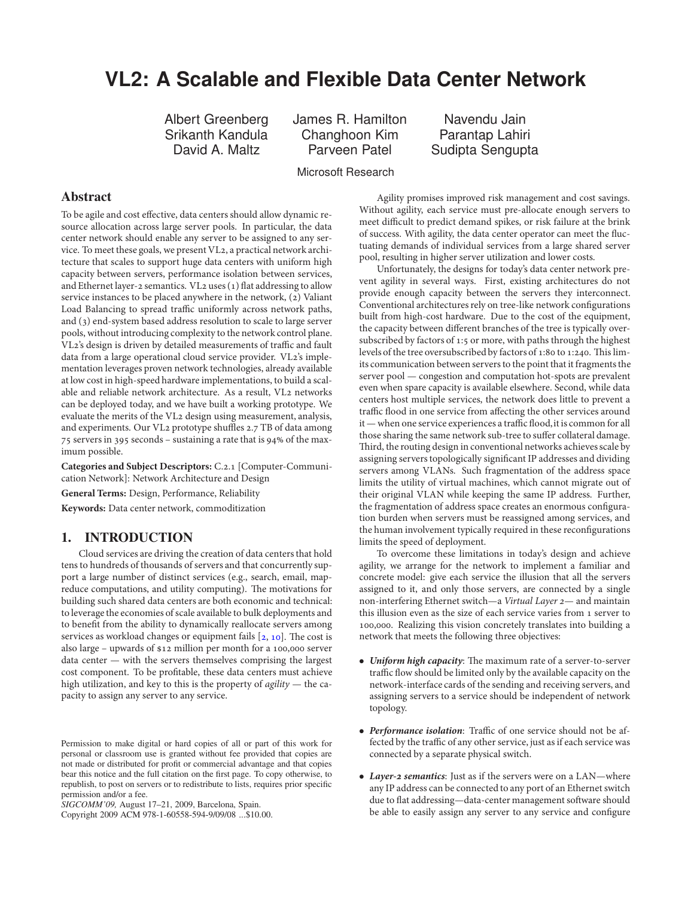# VL2: A Scalable and Flexible Data Center Network

Albert Greenberg, James R. Hamilton, Navendu Jain, Srikanth Kandula, Changhoon Kim, Parantap Lahiri, David A. Maltz, Parveen Patel, Sudipta Sengupta

Microsoft Research

## Abstract

To be agile and cost effective, data centers should allow dynamic resource allocation across large server pools. In particular, the data center network should enable any server to be assigned to any service. To meet these goals, we present VL2, a practical network architecture that scales to support huge data centers with uniform high capacity between servers, performance isolation between services, and Ethernet layer-2 semantics. VL2 uses (1) flat addressing to allow service instances to be placed anywhere in the network, (2) Valiant Load Balancing to spread traffic uniformly across network paths, and (3) end-system based address resolution to scale to large server pools, without introducing complexity to the network control plane. VL2's design is driven by detailed measurements of traffic and fault data from a large operational cloud service provider. VL2's implementation leverages proven network technologies, already available at low cost in high-speed hardware implementations, to build a scalable and reliable network architecture. As a result, VL2 networks can be deployed today, and we have built a working prototype. We evaluate the merits of the VL2 design using measurement, analysis, and experiments. Our VL2 prototype shuffles 2.7 TB of data among 75 servers in 395 seconds – sustaining a rate that is 94% of the maximum possible.

**Categories and Subject Descriptors:** C.2.1 [Computer-Communication Network]: Network Architecture and Design

**General Terms:** Design, Performance, Reliability

**Keywords:** Data center network, commoditization

## 1. INTRODUCTION

Cloud services are driving the creation of data centers that hold tens to hundreds of thousands of servers and that concurrently support a large number of distinct services (e.g., search, email, map-reduce computations, and utility computing). The motivations for building such shared data centers are both economic and technical: to leverage the economies of scale available to bulk deployments and to benefit from the ability to dynamically reallocate servers among services as workload changes or equipment fails [2, 10]. The cost is also large – upwards of $12 million per month for a 100,000 server data center — with the servers themselves comprising the largest cost component. To be profitable, these data centers must achieve high utilization, and key to this is the property of *agility* — the capacity to assign any server to any service.

Permission to make digital or hard copies of all or part of this work for personal or classroom use is granted without fee provided that copies are not made or distributed for profit or commercial advantage and that copies bear this notice and the full citation on the first page. To copy otherwise, to republish, to post on servers or to redistribute to lists, requires prior specific permission and/or a fee.
*SIGCOMM'09,* August 17–21, 2009, Barcelona, Spain.
Copyright 2009 ACM 978-1-60558-594-9/09/08 ...$10.00.

Agility promises improved risk management and cost savings. Without agility, each service must pre-allocate enough servers to meet difficult to predict demand spikes, or risk failure at the brink of success. With agility, the data center operator can meet the fluctuating demands of individual services from a large shared server pool, resulting in higher server utilization and lower costs.

Unfortunately, the designs for today's data center network prevent agility in several ways. First, existing architectures do not provide enough capacity between the servers they interconnect. Conventional architectures rely on tree-like network configurations built from high-cost hardware. Due to the cost of the equipment, the capacity between different branches of the tree is typically oversubscribed by factors of 1:5 or more, with paths through the highest levels of the tree oversubscribed by factors of 1:80 to 1:240. This limits communication between servers to the point that it fragments the server pool — congestion and computation hot-spots are prevalent even when spare capacity is available elsewhere. Second, while data centers host multiple services, the network does little to prevent a traffic flood in one service from affecting the other services around it — when one service experiences a traffic flood, it is common for all those sharing the same network sub-tree to suffer collateral damage. Third, the routing design in conventional networks achieves scale by assigning servers topologically significant IP addresses and dividing servers among VLANs. Such fragmentation of the address space limits the utility of virtual machines, which cannot migrate out of their original VLAN while keeping the same IP address. Further, the fragmentation of address space creates an enormous configuration burden when servers must be reassigned among services, and the human involvement typically required in these reconfigurations limits the speed of deployment.

To overcome these limitations in today's design and achieve agility, we arrange for the network to implement a familiar and concrete model: give each service the illusion that all the servers assigned to it, and only those servers, are connected by a single non-interfering Ethernet switch—a *Virtual Layer 2*— and maintain this illusion even as the size of each service varies from 1 server to 100,000. Realizing this vision concretely translates into building a network that meets the following three objectives:

- ***Uniform high capacity***: The maximum rate of a server-to-server traffic flow should be limited only by the available capacity on the network-interface cards of the sending and receiving servers, and assigning servers to a service should be independent of network topology.
- ***Performance isolation***: Traffic of one service should not be affected by the traffic of any other service, just as if each service was connected by a separate physical switch.
- ***Layer-2 semantics***: Just as if the servers were on a LAN—where any IP address can be connected to any port of an Ethernet switch due to flat addressing—data-center management software should be able to easily assign any server to any service and configure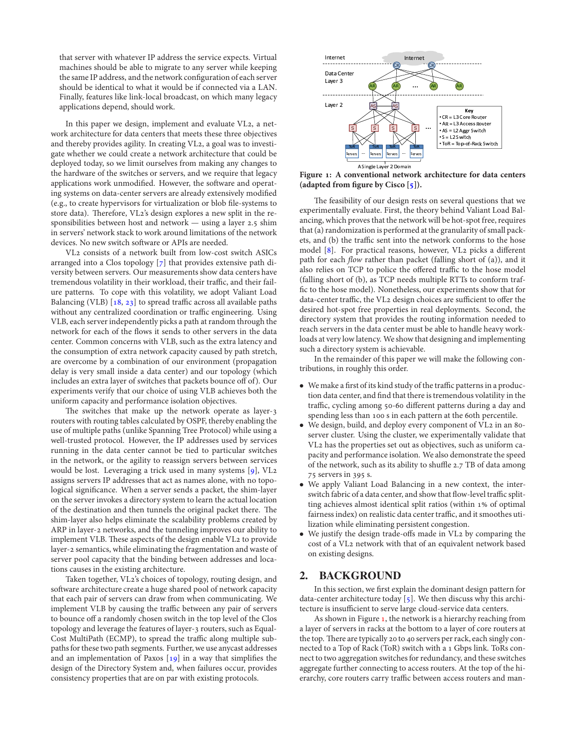that server with whatever IP address the service expects. Virtual machines should be able to migrate to any server while keeping the same IP address, and the network configuration of each server should be identical to what it would be if connected via a LAN. Finally, features like link-local broadcast, on which many legacy applications depend, should work.

In this paper we design, implement and evaluate VL2, a network architecture for data centers that meets these three objectives and thereby provides agility. In creating VL2, a goal was to investigate whether we could create a network architecture that could be deployed today, so we limit ourselves from making any changes to the hardware of the switches or servers, and we require that legacy applications work unmodified. However, the software and operating systems on data-center servers are already extensively modified (e.g., to create hypervisors for virtualization or blob file-systems to store data). Therefore, VL2's design explores a new split in the responsibilities between host and network — using a layer 2.5 shim in servers' network stack to work around limitations of the network devices. No new switch software or APIs are needed.

VL2 consists of a network built from low-cost switch ASICs arranged into a Clos topology [7] that provides extensive path diversity between servers. Our measurements show data centers have tremendous volatility in their workload, their traffic, and their failure patterns. To cope with this volatility, we adopt Valiant Load Balancing (VLB) [18, 23] to spread traffic across all available paths without any centralized coordination or traffic engineering. Using VLB, each server independently picks a path at random through the network for each of the flows it sends to other servers in the data center. Common concerns with VLB, such as the extra latency and the consumption of extra network capacity caused by path stretch, are overcome by a combination of our environment (propagation delay is very small inside a data center) and our topology (which includes an extra layer of switches that packets bounce off of). Our experiments verify that our choice of using VLB achieves both the uniform capacity and performance isolation objectives.

The switches that make up the network operate as layer-3 routers with routing tables calculated by OSPF, thereby enabling the use of multiple paths (unlike Spanning Tree Protocol) while using a well-trusted protocol. However, the IP addresses used by services running in the data center cannot be tied to particular switches in the network, or the agility to reassign servers between services would be lost. Leveraging a trick used in many systems [9], VL2 assigns servers IP addresses that act as names alone, with no topological significance. When a server sends a packet, the shim-layer on the server invokes a directory system to learn the actual location of the destination and then tunnels the original packet there. The shim-layer also helps eliminate the scalability problems created by ARP in layer-2 networks, and the tunneling improves our ability to implement VLB. These aspects of the design enable VL2 to provide layer-2 semantics, while eliminating the fragmentation and waste of server pool capacity that the binding between addresses and locations causes in the existing architecture.

Taken together, VL2's choices of topology, routing design, and software architecture create a huge shared pool of network capacity that each pair of servers can draw from when communicating. We implement VLB by causing the traffic between any pair of servers to bounce off a randomly chosen switch in the top level of the Clos topology and leverage the features of layer-3 routers, such as Equal-Cost MultiPath (ECMP), to spread the traffic along multiple subpaths for these two path segments. Further, we use anycast addresses and an implementation of Paxos [19] in a way that simplifies the design of the Directory System and, when failures occur, provides consistency properties that are on par with existing protocols.

**Figure 1: A conventional network architecture for data centers (adapted from figure by Cisco [5]).**

The feasibility of our design rests on several questions that we experimentally evaluate. First, the theory behind Valiant Load Balancing, which proves that the network will be hot-spot free, requires that (a) randomization is performed at the granularity of small packets, and (b) the traffic sent into the network conforms to the hose model [8]. For practical reasons, however, VL2 picks a different path for each *flow* rather than packet (falling short of (a)), and it also relies on TCP to police the offered traffic to the hose model (falling short of (b), as TCP needs multiple RTTs to conform traffic to the hose model). Nonetheless, our experiments show that for data-center traffic, the VL2 design choices are sufficient to offer the desired hot-spot free properties in real deployments. Second, the directory system that provides the routing information needed to reach servers in the data center must be able to handle heavy workloads at very low latency. We show that designing and implementing such a directory system is achievable.

In the remainder of this paper we will make the following contributions, in roughly this order.

- We make a first of its kind study of the traffic patterns in a production data center, and find that there is tremendous volatility in the traffic, cycling among 50-60 different patterns during a day and spending less than 100 s in each pattern at the 60th percentile.
- We design, build, and deploy every component of VL2 in an 80-server cluster. Using the cluster, we experimentally validate that VL2 has the properties set out as objectives, such as uniform capacity and performance isolation. We also demonstrate the speed of the network, such as its ability to shuffle 2.7 TB of data among 75 servers in 395 s.
- We apply Valiant Load Balancing in a new context, the inter-switch fabric of a data center, and show that flow-level traffic splitting achieves almost identical split ratios (within 1% of optimal fairness index) on realistic data center traffic, and it smoothes utilization while eliminating persistent congestion.
- We justify the design trade-offs made in VL2 by comparing the cost of a VL2 network with that of an equivalent network based on existing designs.

## 2. BACKGROUND

In this section, we first explain the dominant design pattern for data-center architecture today [5]. We then discuss why this architecture is insufficient to serve large cloud-service data centers.

As shown in Figure 1, the network is a hierarchy reaching from a layer of servers in racks at the bottom to a layer of core routers at the top. There are typically 20 to 40 servers per rack, each singly connected to a Top of Rack (ToR) switch with a 1 Gbps link. ToRs connect to two aggregation switches for redundancy, and these switches aggregate further connecting to access routers. At the top of the hierarchy, core routers carry traffic between access routers and man-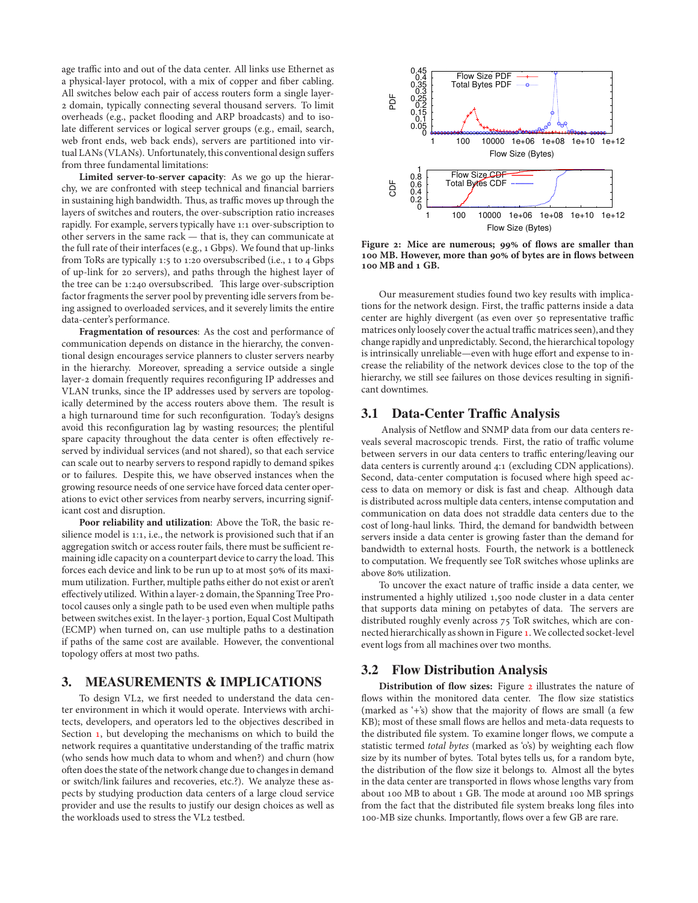age traffic into and out of the data center. All links use Ethernet as a physical-layer protocol, with a mix of copper and fiber cabling. All switches below each pair of access routers form a single layer-2 domain, typically connecting several thousand servers. To limit overheads (e.g., packet flooding and ARP broadcasts) and to isolate different services or logical server groups (e.g., email, search, web front ends, web back ends), servers are partitioned into virtual LANs (VLANs). Unfortunately, this conventional design suffers from three fundamental limitations:

**Limited server-to-server capacity**: As we go up the hierarchy, we are confronted with steep technical and financial barriers in sustaining high bandwidth. Thus, as traffic moves up through the layers of switches and routers, the over-subscription ratio increases rapidly. For example, servers typically have 1:1 over-subscription to other servers in the same rack — that is, they can communicate at the full rate of their interfaces (e.g., 1 Gbps). We found that up-links from ToRs are typically 1:5 to 1:20 oversubscribed (i.e., 1 to 4 Gbps of up-link for 20 servers), and paths through the highest layer of the tree can be 1:240 oversubscribed. This large over-subscription factor fragments the server pool by preventing idle servers from being assigned to overloaded services, and it severely limits the entire data-center's performance.

**Fragmentation of resources**: As the cost and performance of communication depends on distance in the hierarchy, the conventional design encourages service planners to cluster servers nearby in the hierarchy. Moreover, spreading a service outside a single layer-2 domain frequently requires reconfiguring IP addresses and VLAN trunks, since the IP addresses used by servers are topologically determined by the access routers above them. The result is a high turnaround time for such reconfiguration. Today's designs avoid this reconfiguration lag by wasting resources; the plentiful spare capacity throughout the data center is often effectively reserved by individual services (and not shared), so that each service can scale out to nearby servers to respond rapidly to demand spikes or to failures. Despite this, we have observed instances when the growing resource needs of one service have forced data center operations to evict other services from nearby servers, incurring significant cost and disruption.

**Poor reliability and utilization**: Above the ToR, the basic resilience model is 1:1, i.e., the network is provisioned such that if an aggregation switch or access router fails, there must be sufficient remaining idle capacity on a counterpart device to carry the load. This forces each device and link to be run up to at most 50% of its maximum utilization. Further, multiple paths either do not exist or aren't effectively utilized. Within a layer-2 domain, the Spanning Tree Protocol causes only a single path to be used even when multiple paths between switches exist. In the layer-3 portion, Equal Cost Multipath (ECMP) when turned on, can use multiple paths to a destination if paths of the same cost are available. However, the conventional topology offers at most two paths.

## 3. MEASUREMENTS & IMPLICATIONS

To design VL2, we first needed to understand the data center environment in which it would operate. Interviews with architects, developers, and operators led to the objectives described in Section 1, but developing the mechanisms on which to build the network requires a quantitative understanding of the traffic matrix (who sends how much data to whom and when?) and churn (how often does the state of the network change due to changes in demand or switch/link failures and recoveries, etc.?). We analyze these aspects by studying production data centers of a large cloud service provider and use the results to justify our design choices as well as the workloads used to stress the VL2 testbed.

**Figure 2: Mice are numerous; 99% of flows are smaller than 100 MB. However, more than 90% of bytes are in flows between 100 MB and 1 GB.**

Our measurement studies found two key results with implications for the network design. First, the traffic patterns inside a data center are highly divergent (as even over 50 representative traffic matrices only loosely cover the actual traffic matrices seen), and they change rapidly and unpredictably. Second, the hierarchical topology is intrinsically unreliable—even with huge effort and expense to increase the reliability of the network devices close to the top of the hierarchy, we still see failures on those devices resulting in significant downtimes.

### 3.1 Data-Center Traffic Analysis

Analysis of Netflow and SNMP data from our data centers reveals several macroscopic trends. First, the ratio of traffic volume between servers in our data centers to traffic entering/leaving our data centers is currently around 4:1 (excluding CDN applications). Second, data-center computation is focused where high speed access to data on memory or disk is fast and cheap. Although data is distributed across multiple data centers, intense computation and communication on data does not straddle data centers due to the cost of long-haul links. Third, the demand for bandwidth between servers inside a data center is growing faster than the demand for bandwidth to external hosts. Fourth, the network is a bottleneck to computation. We frequently see ToR switches whose uplinks are above 80% utilization.

To uncover the exact nature of traffic inside a data center, we instrumented a highly utilized 1,500 node cluster in a data center that supports data mining on petabytes of data. The servers are distributed roughly evenly across 75 ToR switches, which are connected hierarchically as shown in Figure 1. We collected socket-level event logs from all machines over two months.

### 3.2 Flow Distribution Analysis

**Distribution of flow sizes:** Figure 2 illustrates the nature of flows within the monitored data center. The flow size statistics (marked as '+'s) show that the majority of flows are small (a few KB); most of these small flows are hellos and meta-data requests to the distributed file system. To examine longer flows, we compute a statistic termed *total bytes* (marked as 'o's) by weighting each flow size by its number of bytes. Total bytes tells us, for a random byte, the distribution of the flow size it belongs to. Almost all the bytes in the data center are transported in flows whose lengths vary from about 100 MB to about 1 GB. The mode at around 100 MB springs from the fact that the distributed file system breaks long files into 100-MB size chunks. Importantly, flows over a few GB are rare.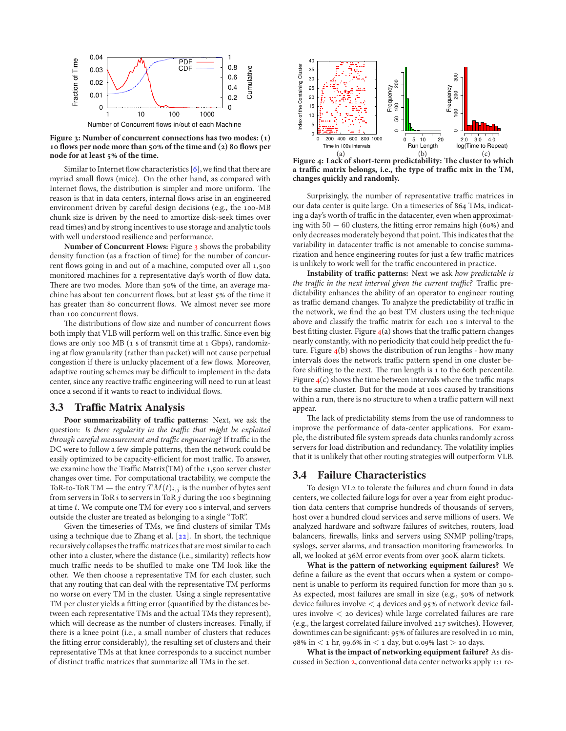Figure 3: Number of concurrent connections has two modes: (1) 10 flows per node more than 50% of the time and (2) 80 flows per node for at least 5% of the time.

Similar to Internet flow characteristics [6], we find that there are myriad small flows (mice). On the other hand, as compared with Internet flows, the distribution is simpler and more uniform. The reason is that in data centers, internal flows arise in an engineered environment driven by careful design decisions (e.g., the 100-MB chunk size is driven by the need to amortize disk-seek times over read times) and by strong incentives to use storage and analytic tools with well understood resilience and performance.

**Number of Concurrent Flows:** Figure 3 shows the probability density function (as a fraction of time) for the number of concurrent flows going in and out of a machine, computed over all 1,500 monitored machines for a representative day's worth of flow data. There are two modes. More than 50% of the time, an average machine has about ten concurrent flows, but at least 5% of the time it has greater than 80 concurrent flows. We almost never see more than 100 concurrent flows.

The distributions of flow size and number of concurrent flows both imply that VLB will perform well on this traffic. Since even big flows are only 100 MB (1 s of transmit time at 1 Gbps), randomizing at flow granularity (rather than packet) will not cause perpetual congestion if there is unlucky placement of a few flows. Moreover, adaptive routing schemes may be difficult to implement in the data center, since any reactive traffic engineering will need to run at least once a second if it wants to react to individual flows.

## 3.3 Traffic Matrix Analysis

**Poor summarizability of traffic patterns:** Next, we ask the question: *Is there regularity in the traffic that might be exploited through careful measurement and traffic engineering?* If traffic in the DC were to follow a few simple patterns, then the network could be easily optimized to be capacity-efficient for most traffic. To answer, we examine how the Traffic Matrix(TM) of the 1,500 server cluster changes over time. For computational tractability, we compute the ToR-to-ToR TM — the entry $TM(t)_{i,j}$ is the number of bytes sent from servers in ToR $i$ to servers in ToR $j$ during the 100 s beginning at time $t$. We compute one TM for every 100 s interval, and servers outside the cluster are treated as belonging to a single "ToR".

Given the timeseries of TMs, we find clusters of similar TMs using a technique due to Zhang et al. [22]. In short, the technique recursively collapses the traffic matrices that are most similar to each other into a cluster, where the distance (i.e., similarity) reflects how much traffic needs to be shuffled to make one TM look like the other. We then choose a representative TM for each cluster, such that any routing that can deal with the representative TM performs no worse on every TM in the cluster. Using a single representative TM per cluster yields a fitting error (quantified by the distances between each representative TMs and the actual TMs they represent), which will decrease as the number of clusters increases. Finally, if there is a knee point (i.e., a small number of clusters that reduces the fitting error considerably), the resulting set of clusters and their representative TMs at that knee corresponds to a succinct number of distinct traffic matrices that summarize all TMs in the set.

Figure 4: Lack of short-term predictability: The cluster to which a traffic matrix belongs, i.e., the type of traffic mix in the TM, changes quickly and randomly.

Surprisingly, the number of representative traffic matrices in our data center is quite large. On a timeseries of 864 TMs, indicating a day's worth of traffic in the datacenter, even when approximating with $50 - 60$ clusters, the fitting error remains high (60%) and only decreases moderately beyond that point. This indicates that the variability in datacenter traffic is not amenable to concise summarization and hence engineering routes for just a few traffic matrices is unlikely to work well for the traffic encountered in practice.

**Instability of traffic patterns:** Next we ask *how predictable is the traffic in the next interval given the current traffic?* Traffic predictability enhances the ability of an operator to engineer routing as traffic demand changes. To analyze the predictability of traffic in the network, we find the 40 best TM clusters using the technique above and classify the traffic matrix for each 100 s interval to the best fitting cluster. Figure 4(a) shows that the traffic pattern changes nearly constantly, with no periodicity that could help predict the future. Figure 4(b) shows the distribution of run lengths - how many intervals does the network traffic pattern spend in one cluster before shifting to the next. The run length is 1 to the 60th percentile. Figure 4(c) shows the time between intervals where the traffic maps to the same cluster. But for the mode at 100s caused by transitions within a run, there is no structure to when a traffic pattern will next appear.

The lack of predictability stems from the use of randomness to improve the performance of data-center applications. For example, the distributed file system spreads data chunks randomly across servers for load distribution and redundancy. The volatility implies that it is unlikely that other routing strategies will outperform VLB.

## 3.4 Failure Characteristics

To design VL2 to tolerate the failures and churn found in data centers, we collected failure logs for over a year from eight production data centers that comprise hundreds of thousands of servers, host over a hundred cloud services and serve millions of users. We analyzed hardware and software failures of switches, routers, load balancers, firewalls, links and servers using SNMP polling/traps, syslogs, server alarms, and transaction monitoring frameworks. In all, we looked at 36M error events from over 300K alarm tickets.

**What is the pattern of networking equipment failures?** We define a failure as the event that occurs when a system or component is unable to perform its required function for more than 30 s. As expected, most failures are small in size (e.g., 50% of network device failures involve $< 4$ devices and 95% of network device failures involve $< 20$ devices) while large correlated failures are rare (e.g., the largest correlated failure involved 217 switches). However, downtimes can be significant: 95% of failures are resolved in 10 min, 98% in $< 1$ hr, 99.6% in $< 1$ day, but 0.09% last $> 10$ days.

**What is the impact of networking equipment failure?** As discussed in Section 2, conventional data center networks apply 1:1 re-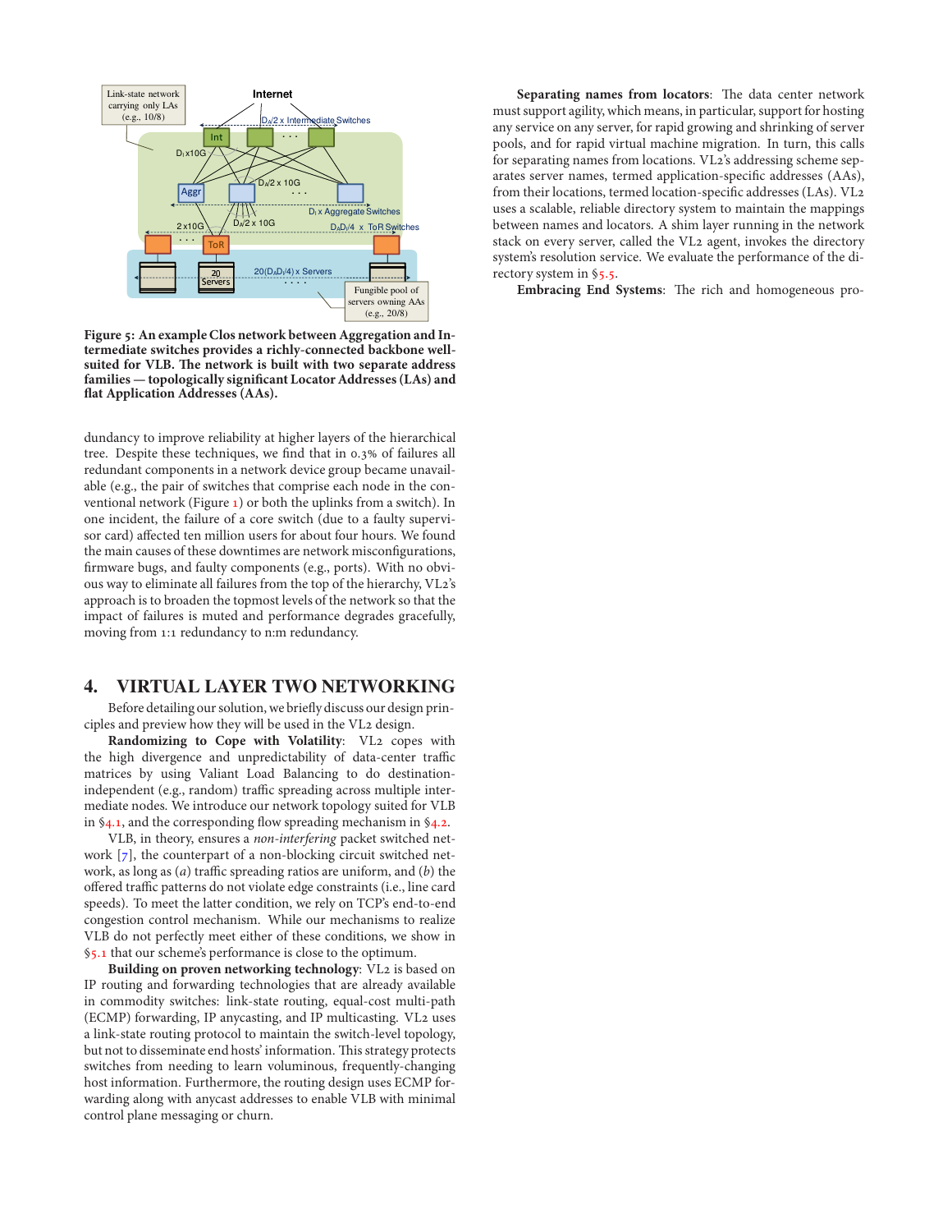Link-state network carrying only LAs (e.g., 10/8)

Internet

$D_A/2$ x Intermediate Switches

Int

$D_I$ x10G

$D_A/2$ x 10G

Aggr

$D_I$ x Aggregate Switches

2 x10G

$D_A/2$ x 10G

$D_A D_I/4$ x ToR Switches

ToR

20 Servers

$20(D_A D_I/4)$ x Servers

Fungible pool of servers owning AAs (e.g., 20/8)

**Figure 5: An example Clos network between Aggregation and Intermediate switches provides a richly-connected backbone well-suited for VLB. The network is built with two separate address families — topologically significant Locator Addresses (LAs) and flat Application Addresses (AAs).**

dundancy to improve reliability at higher layers of the hierarchical tree. Despite these techniques, we find that in 0.3% of failures all redundant components in a network device group became unavailable (e.g., the pair of switches that comprise each node in the conventional network (Figure 1) or both the uplinks from a switch). In one incident, the failure of a core switch (due to a faulty supervisor card) affected ten million users for about four hours. We found the main causes of these downtimes are network misconfigurations, firmware bugs, and faulty components (e.g., ports). With no obvious way to eliminate all failures from the top of the hierarchy, VL2's approach is to broaden the topmost levels of the network so that the impact of failures is muted and performance degrades gracefully, moving from 1:1 redundancy to n:m redundancy.

# 4. VIRTUAL LAYER TWO NETWORKING

Before detailing our solution, we briefly discuss our design principles and preview how they will be used in the VL2 design.

**Randomizing to Cope with Volatility**: VL2 copes with the high divergence and unpredictability of data-center traffic matrices by using Valiant Load Balancing to do destination-independent (e.g., random) traffic spreading across multiple intermediate nodes. We introduce our network topology suited for VLB in §4.1, and the corresponding flow spreading mechanism in §4.2.

VLB, in theory, ensures a *non-interfering* packet switched network [7], the counterpart of a non-blocking circuit switched network, as long as (*a*) traffic spreading ratios are uniform, and (*b*) the offered traffic patterns do not violate edge constraints (i.e., line card speeds). To meet the latter condition, we rely on TCP's end-to-end congestion control mechanism. While our mechanisms to realize VLB do not perfectly meet either of these conditions, we show in §5.1 that our scheme's performance is close to the optimum.

**Building on proven networking technology**: VL2 is based on IP routing and forwarding technologies that are already available in commodity switches: link-state routing, equal-cost multi-path (ECMP) forwarding, IP anycasting, and IP multicasting. VL2 uses a link-state routing protocol to maintain the switch-level topology, but not to disseminate end hosts' information. This strategy protects switches from needing to learn voluminous, frequently-changing host information. Furthermore, the routing design uses ECMP forwarding along with anycast addresses to enable VLB with minimal control plane messaging or churn.

**Separating names from locators**: The data center network must support agility, which means, in particular, support for hosting any service on any server, for rapid growing and shrinking of server pools, and for rapid virtual machine migration. In turn, this calls for separating names from locations. VL2's addressing scheme separates server names, termed application-specific addresses (AAs), from their locations, termed location-specific addresses (LAs). VL2 uses a scalable, reliable directory system to maintain the mappings between names and locators. A shim layer running in the network stack on every server, called the VL2 agent, invokes the directory system's resolution service. We evaluate the performance of the directory system in §5.5.

**Embracing End Systems**: The rich and homogeneous pro-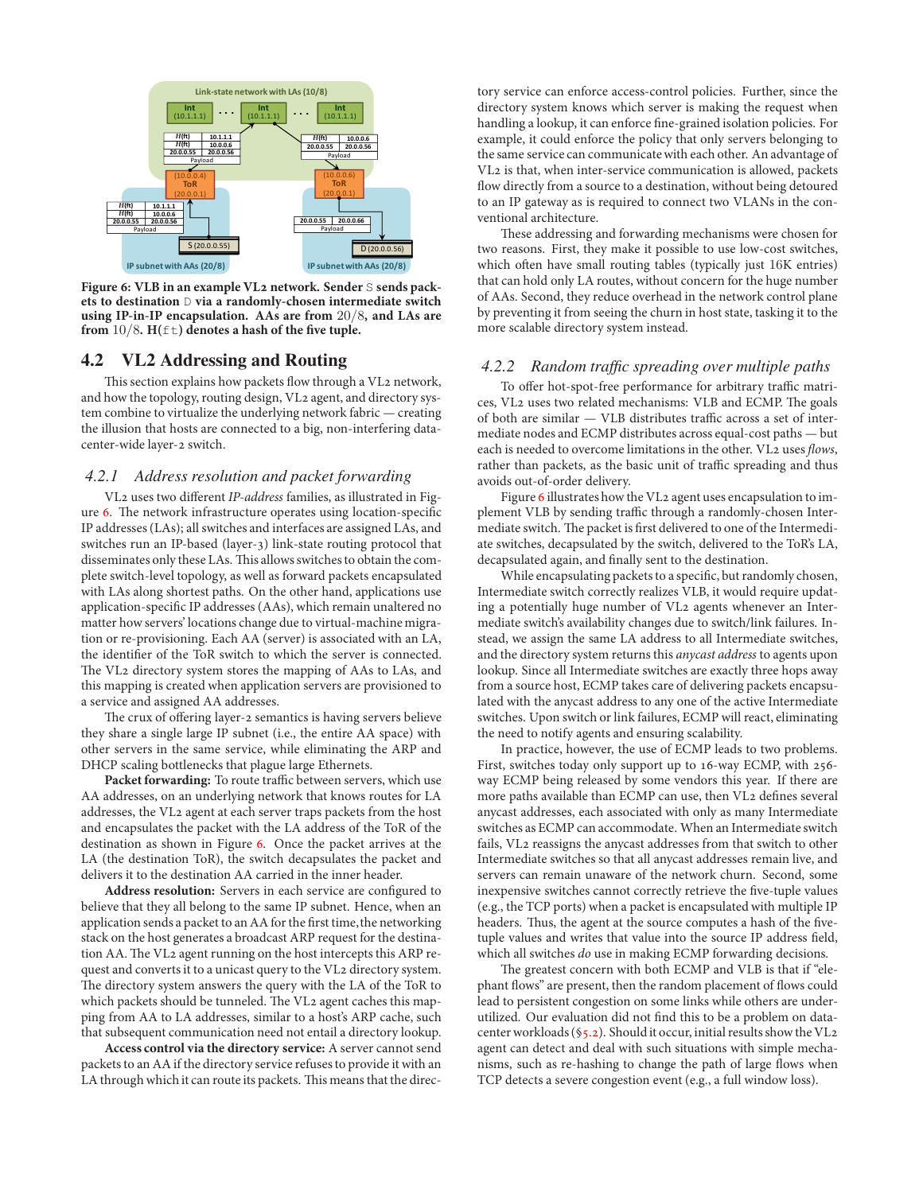**Figure 6: VLB in an example VL2 network. Sender** `S` **sends packets to destination** `D` **via a randomly-chosen intermediate switch using IP-in-IP encapsulation. AAs are from** $20/8$**, and LAs are from** $10/8$**. H(**`ft`**) denotes a hash of the five tuple.**

## 4.2 VL2 Addressing and Routing

This section explains how packets flow through a VL2 network, and how the topology, routing design, VL2 agent, and directory system combine to virtualize the underlying network fabric — creating the illusion that hosts are connected to a big, non-interfering datacenter-wide layer-2 switch.

### 4.2.1 Address resolution and packet forwarding

VL2 uses two different *IP-address* families, as illustrated in Figure 6. The network infrastructure operates using location-specific IP addresses (LAs); all switches and interfaces are assigned LAs, and switches run an IP-based (layer-3) link-state routing protocol that disseminates only these LAs. This allows switches to obtain the complete switch-level topology, as well as forward packets encapsulated with LAs along shortest paths. On the other hand, applications use application-specific IP addresses (AAs), which remain unaltered no matter how servers' locations change due to virtual-machine migration or re-provisioning. Each AA (server) is associated with an LA, the identifier of the ToR switch to which the server is connected. The VL2 directory system stores the mapping of AAs to LAs, and this mapping is created when application servers are provisioned to a service and assigned AA addresses.

The crux of offering layer-2 semantics is having servers believe they share a single large IP subnet (i.e., the entire AA space) with other servers in the same service, while eliminating the ARP and DHCP scaling bottlenecks that plague large Ethernets.

**Packet forwarding:** To route traffic between servers, which use AA addresses, on an underlying network that knows routes for LA addresses, the VL2 agent at each server traps packets from the host and encapsulates the packet with the LA address of the ToR of the destination as shown in Figure 6. Once the packet arrives at the LA (the destination ToR), the switch decapsulates the packet and delivers it to the destination AA carried in the inner header.

**Address resolution:** Servers in each service are configured to believe that they all belong to the same IP subnet. Hence, when an application sends a packet to an AA for the first time, the networking stack on the host generates a broadcast ARP request for the destination AA. The VL2 agent running on the host intercepts this ARP request and converts it to a unicast query to the VL2 directory system. The directory system answers the query with the LA of the ToR to which packets should be tunneled. The VL2 agent caches this mapping from AA to LA addresses, similar to a host's ARP cache, such that subsequent communication need not entail a directory lookup.

**Access control via the directory service:** A server cannot send packets to an AA if the directory service refuses to provide it with an LA through which it can route its packets. This means that the directory service can enforce access-control policies. Further, since the directory system knows which server is making the request when handling a lookup, it can enforce fine-grained isolation policies. For example, it could enforce the policy that only servers belonging to the same service can communicate with each other. An advantage of VL2 is that, when inter-service communication is allowed, packets flow directly from a source to a destination, without being detoured to an IP gateway as is required to connect two VLANs in the conventional architecture.

These addressing and forwarding mechanisms were chosen for two reasons. First, they make it possible to use low-cost switches, which often have small routing tables (typically just 16K entries) that can hold only LA routes, without concern for the huge number of AAs. Second, they reduce overhead in the network control plane by preventing it from seeing the churn in host state, tasking it to the more scalable directory system instead.

### 4.2.2 Random traffic spreading over multiple paths

To offer hot-spot-free performance for arbitrary traffic matrices, VL2 uses two related mechanisms: VLB and ECMP. The goals of both are similar — VLB distributes traffic across a set of intermediate nodes and ECMP distributes across equal-cost paths — but each is needed to overcome limitations in the other. VL2 uses *flows*, rather than packets, as the basic unit of traffic spreading and thus avoids out-of-order delivery.

Figure 6 illustrates how the VL2 agent uses encapsulation to implement VLB by sending traffic through a randomly-chosen Intermediate switch. The packet is first delivered to one of the Intermediate switches, decapsulated by the switch, delivered to the ToR's LA, decapsulated again, and finally sent to the destination.

While encapsulating packets to a specific, but randomly chosen, Intermediate switch correctly realizes VLB, it would require updating a potentially huge number of VL2 agents whenever an Intermediate switch's availability changes due to switch/link failures. Instead, we assign the same LA address to all Intermediate switches, and the directory system returns this *anycast address* to agents upon lookup. Since all Intermediate switches are exactly three hops away from a source host, ECMP takes care of delivering packets encapsulated with the anycast address to any one of the active Intermediate switches. Upon switch or link failures, ECMP will react, eliminating the need to notify agents and ensuring scalability.

In practice, however, the use of ECMP leads to two problems. First, switches today only support up to 16-way ECMP, with 256-way ECMP being released by some vendors this year. If there are more paths available than ECMP can use, then VL2 defines several anycast addresses, each associated with only as many Intermediate switches as ECMP can accommodate. When an Intermediate switch fails, VL2 reassigns the anycast addresses from that switch to other Intermediate switches so that all anycast addresses remain live, and servers can remain unaware of the network churn. Second, some inexpensive switches cannot correctly retrieve the five-tuple values (e.g., the TCP ports) when a packet is encapsulated with multiple IP headers. Thus, the agent at the source computes a hash of the five-tuple values and writes that value into the source IP address field, which all switches *do* use in making ECMP forwarding decisions.

The greatest concern with both ECMP and VLB is that if "elephant flows" are present, then the random placement of flows could lead to persistent congestion on some links while others are underutilized. Our evaluation did not find this to be a problem on data-center workloads (§5.2). Should it occur, initial results show the VL2 agent can detect and deal with such situations with simple mechanisms, such as re-hashing to change the path of large flows when TCP detects a severe congestion event (e.g., a full window loss).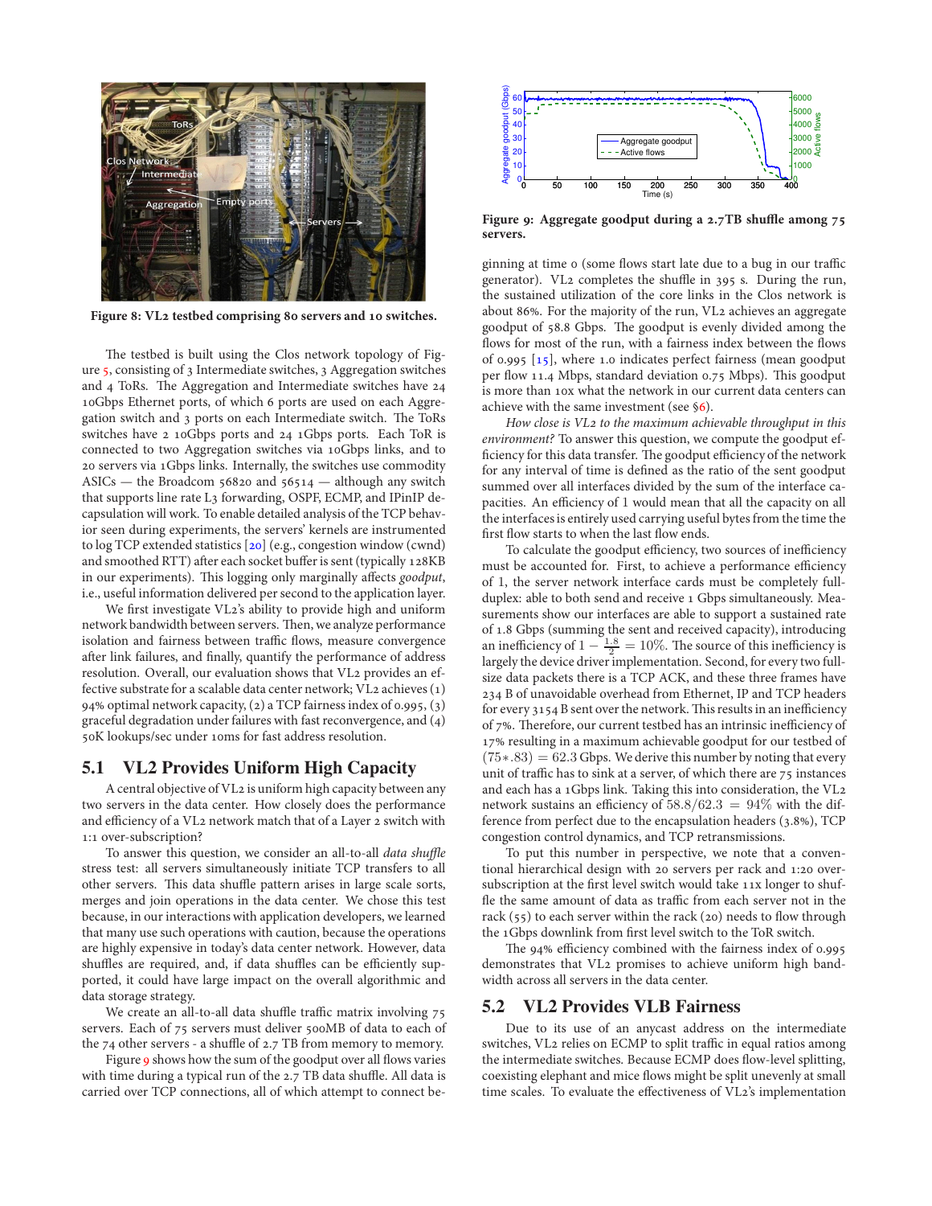Figure 8: VL2 testbed comprising 80 servers and 10 switches.

The testbed is built using the Clos network topology of Figure 5, consisting of 3 Intermediate switches, 3 Aggregation switches and 4 ToRs. The Aggregation and Intermediate switches have 24 10Gbps Ethernet ports, of which 6 ports are used on each Aggregation switch and 3 ports on each Intermediate switch. The ToRs switches have 2 10Gbps ports and 24 1Gbps ports. Each ToR is connected to two Aggregation switches via 10Gbps links, and to 20 servers via 1Gbps links. Internally, the switches use commodity ASICs — the Broadcom 56820 and 56514 — although any switch that supports line rate L3 forwarding, OSPF, ECMP, and IPinIP decapsulation will work. To enable detailed analysis of the TCP behavior seen during experiments, the servers' kernels are instrumented to log TCP extended statistics [20] (e.g., congestion window (cwnd) and smoothed RTT) after each socket buffer is sent (typically 128KB in our experiments). This logging only marginally affects *goodput*, i.e., useful information delivered per second to the application layer.

We first investigate VL2's ability to provide high and uniform network bandwidth between servers. Then, we analyze performance isolation and fairness between traffic flows, measure convergence after link failures, and finally, quantify the performance of address resolution. Overall, our evaluation shows that VL2 provides an effective substrate for a scalable data center network; VL2 achieves (1) 94% optimal network capacity, (2) a TCP fairness index of 0.995, (3) graceful degradation under failures with fast reconvergence, and (4) 50K lookups/sec under 10ms for fast address resolution.

## 5.1 VL2 Provides Uniform High Capacity

A central objective of VL2 is uniform high capacity between any two servers in the data center. How closely does the performance and efficiency of a VL2 network match that of a Layer 2 switch with 1:1 over-subscription?

To answer this question, we consider an all-to-all *data shuffle* stress test: all servers simultaneously initiate TCP transfers to all other servers. This data shuffle pattern arises in large scale sorts, merges and join operations in the data center. We chose this test because, in our interactions with application developers, we learned that many use such operations with caution, because the operations are highly expensive in today's data center network. However, data shuffles are required, and, if data shuffles can be efficiently supported, it could have large impact on the overall algorithmic and data storage strategy.

We create an all-to-all data shuffle traffic matrix involving 75 servers. Each of 75 servers must deliver 500MB of data to each of the 74 other servers - a shuffle of 2.7 TB from memory to memory.

Figure 9 shows how the sum of the goodput over all flows varies with time during a typical run of the 2.7 TB data shuffle. All data is carried over TCP connections, all of which attempt to connect beginning at time 0 (some flows start late due to a bug in our traffic generator). VL2 completes the shuffle in 395 s. During the run, the sustained utilization of the core links in the Clos network is about 86%. For the majority of the run, VL2 achieves an aggregate goodput of 58.8 Gbps. The goodput is evenly divided among the flows for most of the run, with a fairness index between the flows of 0.995 [15], where 1.0 indicates perfect fairness (mean goodput per flow 11.4 Mbps, standard deviation 0.75 Mbps). This goodput is more than 10x what the network in our current data centers can achieve with the same investment (see §6).

Figure 9: Aggregate goodput during a 2.7TB shuffle among 75 servers.

*How close is VL2 to the maximum achievable throughput in this environment?* To answer this question, we compute the goodput efficiency for this data transfer. The goodput efficiency of the network for any interval of time is defined as the ratio of the sent goodput summed over all interfaces divided by the sum of the interface capacities. An efficiency of 1 would mean that all the capacity on all the interfaces is entirely used carrying useful bytes from the time the first flow starts to when the last flow ends.

To calculate the goodput efficiency, two sources of inefficiency must be accounted for. First, to achieve a performance efficiency of 1, the server network interface cards must be completely full-duplex: able to both send and receive 1 Gbps simultaneously. Measurements show our interfaces are able to support a sustained rate of 1.8 Gbps (summing the sent and received capacity), introducing an inefficiency of $1 - \frac{1.8}{2} = 10\%$. The source of this inefficiency is largely the device driver implementation. Second, for every two full-size data packets there is a TCP ACK, and these three frames have 234 B of unavoidable overhead from Ethernet, IP and TCP headers for every 3154 B sent over the network. This results in an inefficiency of 7%. Therefore, our current testbed has an intrinsic inefficiency of 17% resulting in a maximum achievable goodput for our testbed of $(75 * .83) = 62.3$ Gbps. We derive this number by noting that every unit of traffic has to sink at a server, of which there are 75 instances and each has a 1Gbps link. Taking this into consideration, the VL2 network sustains an efficiency of $58.8/62.3 = 94\%$ with the difference from perfect due to the encapsulation headers (3.8%), TCP congestion control dynamics, and TCP retransmissions.

To put this number in perspective, we note that a conventional hierarchical design with 20 servers per rack and 1:20 over-subscription at the first level switch would take 11x longer to shuffle the same amount of data as traffic from each server not in the rack (55) to each server within the rack (20) needs to flow through the 1Gbps downlink from first level switch to the ToR switch.

The 94% efficiency combined with the fairness index of 0.995 demonstrates that VL2 promises to achieve uniform high bandwidth across all servers in the data center.

## 5.2 VL2 Provides VLB Fairness

Due to its use of an anycast address on the intermediate switches, VL2 relies on ECMP to split traffic in equal ratios among the intermediate switches. Because ECMP does flow-level splitting, coexisting elephant and mice flows might be split unevenly at small time scales. To evaluate the effectiveness of VL2's implementation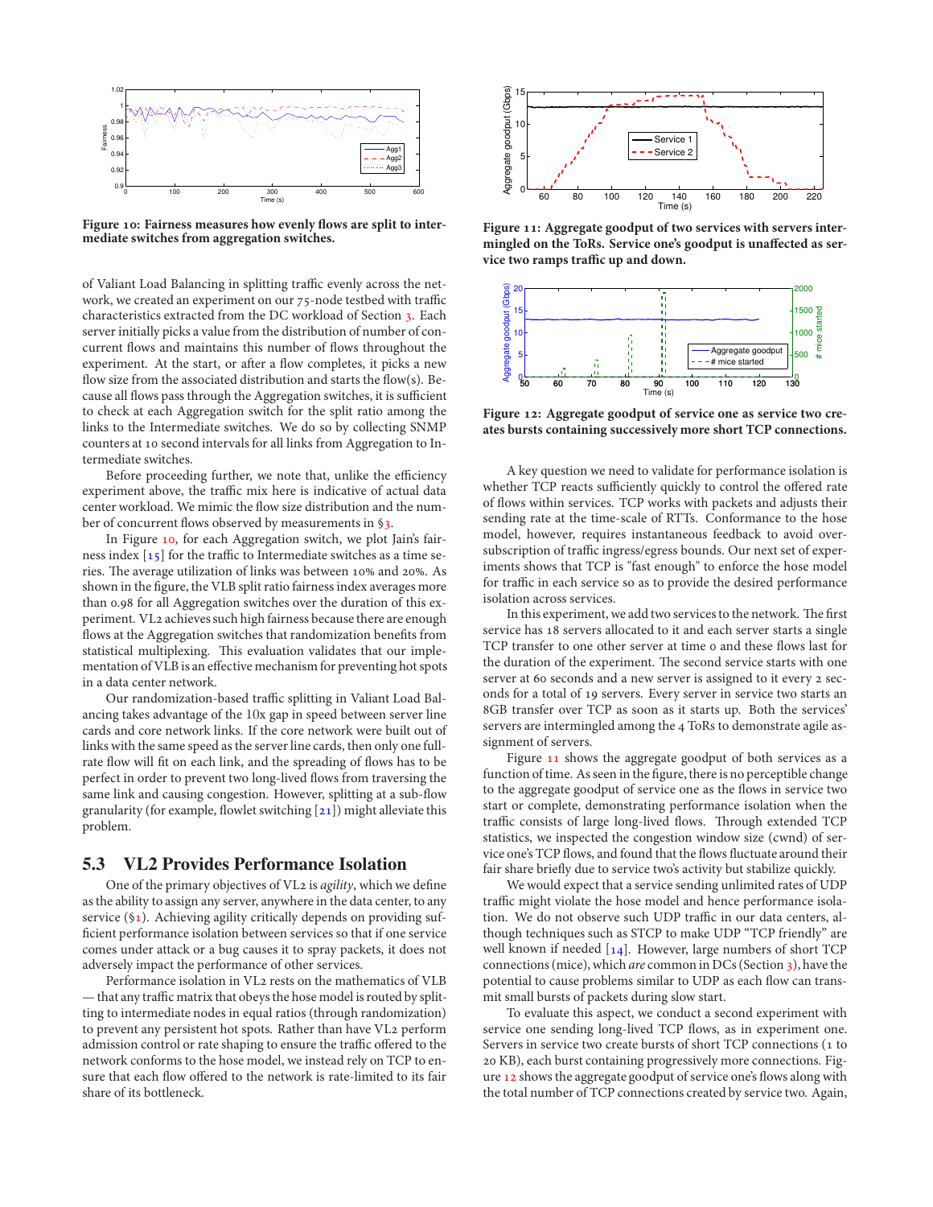Figure 10: Fairness measures how evenly flows are split to intermediate switches from aggregation switches.

of Valiant Load Balancing in splitting traffic evenly across the network, we created an experiment on our 75-node testbed with traffic characteristics extracted from the DC workload of Section 3. Each server initially picks a value from the distribution of number of concurrent flows and maintains this number of flows throughout the experiment. At the start, or after a flow completes, it picks a new flow size from the associated distribution and starts the flow(s). Because all flows pass through the Aggregation switches, it is sufficient to check at each Aggregation switch for the split ratio among the links to the Intermediate switches. We do so by collecting SNMP counters at 10 second intervals for all links from Aggregation to Intermediate switches.

Before proceeding further, we note that, unlike the efficiency experiment above, the traffic mix here is indicative of actual data center workload. We mimic the flow size distribution and the number of concurrent flows observed by measurements in §3.

In Figure 10, for each Aggregation switch, we plot Jain's fairness index [15] for the traffic to Intermediate switches as a time series. The average utilization of links was between 10% and 20%. As shown in the figure, the VLB split ratio fairness index averages more than 0.98 for all Aggregation switches over the duration of this experiment. VL2 achieves such high fairness because there are enough flows at the Aggregation switches that randomization benefits from statistical multiplexing. This evaluation validates that our implementation of VLB is an effective mechanism for preventing hot spots in a data center network.

Our randomization-based traffic splitting in Valiant Load Balancing takes advantage of the 10x gap in speed between server line cards and core network links. If the core network were built out of links with the same speed as the server line cards, then only one full-rate flow will fit on each link, and the spreading of flows has to be perfect in order to prevent two long-lived flows from traversing the same link and causing congestion. However, splitting at a sub-flow granularity (for example, flowlet switching [21]) might alleviate this problem.

## 5.3 VL2 Provides Performance Isolation

One of the primary objectives of VL2 is *agility*, which we define as the ability to assign any server, anywhere in the data center, to any service (§1). Achieving agility critically depends on providing sufficient performance isolation between services so that if one service comes under attack or a bug causes it to spray packets, it does not adversely impact the performance of other services.

Performance isolation in VL2 rests on the mathematics of VLB — that any traffic matrix that obeys the hose model is routed by splitting to intermediate nodes in equal ratios (through randomization) to prevent any persistent hot spots. Rather than have VL2 perform admission control or rate shaping to ensure the traffic offered to the network conforms to the hose model, we instead rely on TCP to ensure that each flow offered to the network is rate-limited to its fair share of its bottleneck.

Figure 11: Aggregate goodput of two services with servers intermingled on the ToRs. Service one's goodput is unaffected as service two ramps traffic up and down.

Figure 12: Aggregate goodput of service one as service two creates bursts containing successively more short TCP connections.

A key question we need to validate for performance isolation is whether TCP reacts sufficiently quickly to control the offered rate of flows within services. TCP works with packets and adjusts their sending rate at the time-scale of RTTs. Conformance to the hose model, however, requires instantaneous feedback to avoid oversubscription of traffic ingress/egress bounds. Our next set of experiments shows that TCP is "fast enough" to enforce the hose model for traffic in each service so as to provide the desired performance isolation across services.

In this experiment, we add two services to the network. The first service has 18 servers allocated to it and each server starts a single TCP transfer to one other server at time 0 and these flows last for the duration of the experiment. The second service starts with one server at 60 seconds and a new server is assigned to it every 2 seconds for a total of 19 servers. Every server in service two starts an 8GB transfer over TCP as soon as it starts up. Both the services' servers are intermingled among the 4 ToRs to demonstrate agile assignment of servers.

Figure 11 shows the aggregate goodput of both services as a function of time. As seen in the figure, there is no perceptible change to the aggregate goodput of service one as the flows in service two start or complete, demonstrating performance isolation when the traffic consists of large long-lived flows. Through extended TCP statistics, we inspected the congestion window size (cwnd) of service one's TCP flows, and found that the flows fluctuate around their fair share briefly due to service two's activity but stabilize quickly.

We would expect that a service sending unlimited rates of UDP traffic might violate the hose model and hence performance isolation. We do not observe such UDP traffic in our data centers, although techniques such as STCP to make UDP "TCP friendly" are well known if needed [14]. However, large numbers of short TCP connections (mice), which *are* common in DCs (Section 3), have the potential to cause problems similar to UDP as each flow can transmit small bursts of packets during slow start.

To evaluate this aspect, we conduct a second experiment with service one sending long-lived TCP flows, as in experiment one. Servers in service two create bursts of short TCP connections (1 to 20 KB), each burst containing progressively more connections. Figure 12 shows the aggregate goodput of service one's flows along with the total number of TCP connections created by service two. Again,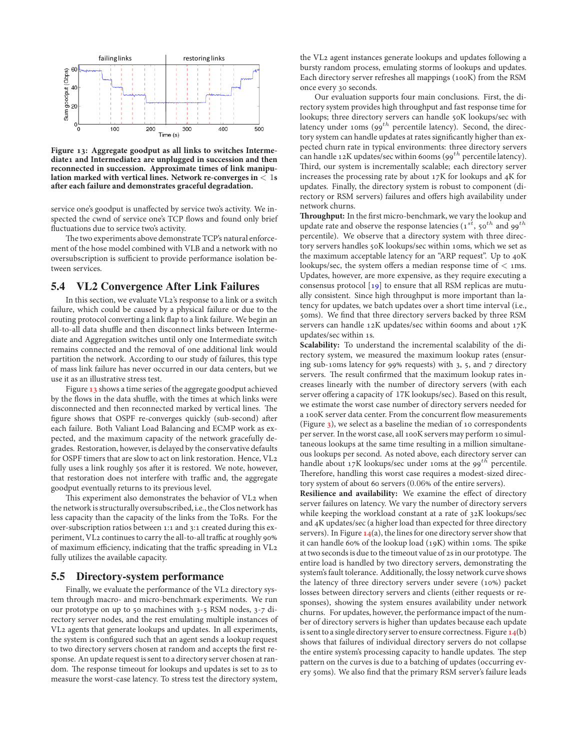Figure 13: Aggregate goodput as all links to switches Intermediate1 and Intermediate2 are unplugged in succession and then reconnected in succession. Approximate times of link manipulation marked with vertical lines. Network re-converges in $< 1$s after each failure and demonstrates graceful degradation.

service one's goodput is unaffected by service two's activity. We inspected the cwnd of service one's TCP flows and found only brief fluctuations due to service two's activity.

The two experiments above demonstrate TCP's natural enforcement of the hose model combined with VLB and a network with no oversubscription is sufficient to provide performance isolation between services.

## 5.4 VL2 Convergence After Link Failures

In this section, we evaluate VL2's response to a link or a switch failure, which could be caused by a physical failure or due to the routing protocol converting a link flap to a link failure. We begin an all-to-all data shuffle and then disconnect links between Intermediate and Aggregation switches until only one Intermediate switch remains connected and the removal of one additional link would partition the network. According to our study of failures, this type of mass link failure has never occurred in our data centers, but we use it as an illustrative stress test.

Figure 13 shows a time series of the aggregate goodput achieved by the flows in the data shuffle, with the times at which links were disconnected and then reconnected marked by vertical lines. The figure shows that OSPF re-converges quickly (sub-second) after each failure. Both Valiant Load Balancing and ECMP work as expected, and the maximum capacity of the network gracefully degrades. Restoration, however, is delayed by the conservative defaults for OSPF timers that are slow to act on link restoration. Hence, VL2 fully uses a link roughly 50s after it is restored. We note, however, that restoration does not interfere with traffic and, the aggregate goodput eventually returns to its previous level.

This experiment also demonstrates the behavior of VL2 when the network is structurally oversubscribed, i.e., the Clos network has less capacity than the capacity of the links from the ToRs. For the over-subscription ratios between 1:1 and 3:1 created during this experiment, VL2 continues to carry the all-to-all traffic at roughly 90% of maximum efficiency, indicating that the traffic spreading in VL2 fully utilizes the available capacity.

## 5.5 Directory-system performance

Finally, we evaluate the performance of the VL2 directory system through macro- and micro-benchmark experiments. We run our prototype on up to 50 machines with 3-5 RSM nodes, 3-7 directory server nodes, and the rest emulating multiple instances of VL2 agents that generate lookups and updates. In all experiments, the system is configured such that an agent sends a lookup request to two directory servers chosen at random and accepts the first response. An update request is sent to a directory server chosen at random. The response timeout for lookups and updates is set to 2s to measure the worst-case latency. To stress test the directory system, the VL2 agent instances generate lookups and updates following a bursty random process, emulating storms of lookups and updates. Each directory server refreshes all mappings (100K) from the RSM once every 30 seconds.

Our evaluation supports four main conclusions. First, the directory system provides high throughput and fast response time for lookups; three directory servers can handle 50K lookups/sec with latency under 10ms ($99^{th}$ percentile latency). Second, the directory system can handle updates at rates significantly higher than expected churn rate in typical environments: three directory servers can handle 12K updates/sec within 600ms ($99^{th}$ percentile latency). Third, our system is incrementally scalable; each directory server increases the processing rate by about 17K for lookups and 4K for updates. Finally, the directory system is robust to component (directory or RSM servers) failures and offers high availability under network churns.

**Throughput:** In the first micro-benchmark, we vary the lookup and update rate and observe the response latencies ($1^{st}$, $50^{th}$ and $99^{th}$ percentile). We observe that a directory system with three directory servers handles 50K lookups/sec within 10ms, which we set as the maximum acceptable latency for an "ARP request". Up to 40K lookups/sec, the system offers a median response time of $< 1$ms. Updates, however, are more expensive, as they require executing a consensus protocol [19] to ensure that all RSM replicas are mutually consistent. Since high throughput is more important than latency for updates, we batch updates over a short time interval (i.e., 50ms). We find that three directory servers backed by three RSM servers can handle 12K updates/sec within 600ms and about 17K updates/sec within 1s.

**Scalability:** To understand the incremental scalability of the directory system, we measured the maximum lookup rates (ensuring sub-10ms latency for 99% requests) with 3, 5, and 7 directory servers. The result confirmed that the maximum lookup rates increases linearly with the number of directory servers (with each server offering a capacity of 17K lookups/sec). Based on this result, we estimate the worst case number of directory servers needed for a 100K server data center. From the concurrent flow measurements (Figure 3), we select as a baseline the median of 10 correspondents per server. In the worst case, all 100K servers may perform 10 simultaneous lookups at the same time resulting in a million simultaneous lookups per second. As noted above, each directory server can handle about 17K lookups/sec under 10ms at the $99^{th}$ percentile. Therefore, handling this worst case requires a modest-sized directory system of about 60 servers (0.06% of the entire servers).

**Resilience and availability:** We examine the effect of directory server failures on latency. We vary the number of directory servers while keeping the workload constant at a rate of 32K lookups/sec and 4K updates/sec (a higher load than expected for three directory servers). In Figure 14(a), the lines for one directory server show that it can handle 60% of the lookup load (19K) within 10ms. The spike at two seconds is due to the timeout value of 2s in our prototype. The entire load is handled by two directory servers, demonstrating the system's fault tolerance. Additionally, the lossy network curve shows the latency of three directory servers under severe (10%) packet losses between directory servers and clients (either requests or responses), showing the system ensures availability under network churns. For updates, however, the performance impact of the number of directory servers is higher than updates because each update is sent to a single directory server to ensure correctness. Figure 14(b) shows that failures of individual directory servers do not collapse the entire system's processing capacity to handle updates. The step pattern on the curves is due to a batching of updates (occurring every 50ms). We also find that the primary RSM server's failure leads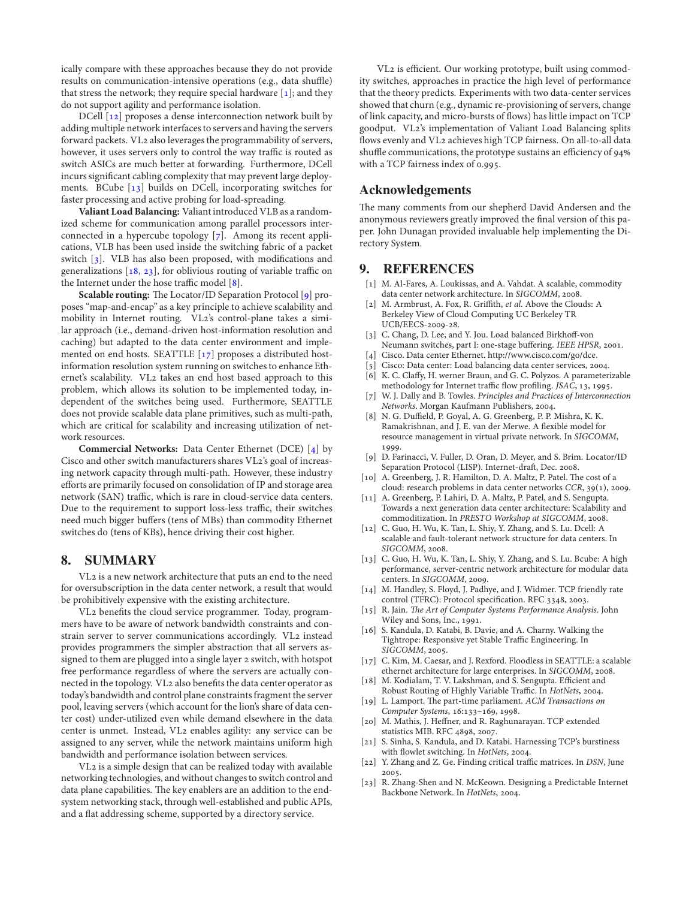ically compare with these approaches because they do not provide results on communication-intensive operations (e.g., data shuffle) that stress the network; they require special hardware [1]; and they do not support agility and performance isolation.

DCell [12] proposes a dense interconnection network built by adding multiple network interfaces to servers and having the servers forward packets. VL2 also leverages the programmability of servers, however, it uses servers only to control the way traffic is routed as switch ASICs are much better at forwarding. Furthermore, DCell incurs significant cabling complexity that may prevent large deployments. BCube [13] builds on DCell, incorporating switches for faster processing and active probing for load-spreading.

**Valiant Load Balancing:** Valiant introduced VLB as a randomized scheme for communication among parallel processors interconnected in a hypercube topology [7]. Among its recent applications, VLB has been used inside the switching fabric of a packet switch [3]. VLB has also been proposed, with modifications and generalizations [18, 23], for oblivious routing of variable traffic on the Internet under the hose traffic model [8].

**Scalable routing:** The Locator/ID Separation Protocol [9] proposes "map-and-encap" as a key principle to achieve scalability and mobility in Internet routing. VL2's control-plane takes a similar approach (i.e., demand-driven host-information resolution and caching) but adapted to the data center environment and implemented on end hosts. SEATTLE [17] proposes a distributed host-information resolution system running on switches to enhance Ethernet's scalability. VL2 takes an end host based approach to this problem, which allows its solution to be implemented today, independent of the switches being used. Furthermore, SEATTLE does not provide scalable data plane primitives, such as multi-path, which are critical for scalability and increasing utilization of network resources.

**Commercial Networks:** Data Center Ethernet (DCE) [4] by Cisco and other switch manufacturers shares VL2's goal of increasing network capacity through multi-path. However, these industry efforts are primarily focused on consolidation of IP and storage area network (SAN) traffic, which is rare in cloud-service data centers. Due to the requirement to support loss-less traffic, their switches need much bigger buffers (tens of MBs) than commodity Ethernet switches do (tens of KBs), hence driving their cost higher.

## 8. SUMMARY

VL2 is a new network architecture that puts an end to the need for oversubscription in the data center network, a result that would be prohibitively expensive with the existing architecture.

VL2 benefits the cloud service programmer. Today, programmers have to be aware of network bandwidth constraints and constrain server to server communications accordingly. VL2 instead provides programmers the simpler abstraction that all servers assigned to them are plugged into a single layer 2 switch, with hotspot free performance regardless of where the servers are actually connected in the topology. VL2 also benefits the data center operator as today's bandwidth and control plane constraints fragment the server pool, leaving servers (which account for the lion's share of data center cost) under-utilized even while demand elsewhere in the data center is unmet. Instead, VL2 enables agility: any service can be assigned to any server, while the network maintains uniform high bandwidth and performance isolation between services.

VL2 is a simple design that can be realized today with available networking technologies, and without changes to switch control and data plane capabilities. The key enablers are an addition to the end-system networking stack, through well-established and public APIs, and a flat addressing scheme, supported by a directory service.

VL2 is efficient. Our working prototype, built using commodity switches, approaches in practice the high level of performance that the theory predicts. Experiments with two data-center services showed that churn (e.g., dynamic re-provisioning of servers, change of link capacity, and micro-bursts of flows) has little impact on TCP goodput. VL2's implementation of Valiant Load Balancing splits flows evenly and VL2 achieves high TCP fairness. On all-to-all data shuffle communications, the prototype sustains an efficiency of 94% with a TCP fairness index of 0.995.

## Acknowledgements

The many comments from our shepherd David Andersen and the anonymous reviewers greatly improved the final version of this paper. John Dunagan provided invaluable help implementing the Directory System.

## 9. REFERENCES

[1] M. Al-Fares, A. Loukissas, and A. Vahdat. A scalable, commodity data center network architecture. In *SIGCOMM*, 2008.

[2] M. Armbrust, A. Fox, R. Griffith, *et al.* Above the Clouds: A Berkeley View of Cloud Computing UC Berkeley TR UCB/EECS-2009-28.

[3] C. Chang, D. Lee, and Y. Jou. Load balanced Birkhoff-von Neumann switches, part I: one-stage buffering. *IEEE HPSR*, 2001.

[4] Cisco. Data center Ethernet. http://www.cisco.com/go/dce.

[5] Cisco: Data center: Load balancing data center services, 2004.

[6] K. C. Claffy, H. werner Braun, and G. C. Polyzos. A parameterizable methodology for Internet traffic flow profiling. *JSAC*, 13, 1995.

[7] W. J. Dally and B. Towles. *Principles and Practices of Interconnection Networks*. Morgan Kaufmann Publishers, 2004.

[8] N. G. Duffield, P. Goyal, A. G. Greenberg, P. P. Mishra, K. K. Ramakrishnan, and J. E. van der Merwe. A flexible model for resource management in virtual private network. In *SIGCOMM*, 1999.

[9] D. Farinacci, V. Fuller, D. Oran, D. Meyer, and S. Brim. Locator/ID Separation Protocol (LISP). Internet-draft, Dec. 2008.

[10] A. Greenberg, J. R. Hamilton, D. A. Maltz, P. Patel. The cost of a cloud: research problems in data center networks *CCR*, 39(1), 2009.

[11] A. Greenberg, P. Lahiri, D. A. Maltz, P. Patel, and S. Sengupta. Towards a next generation data center architecture: Scalability and commoditization. In *PRESTO Workshop at SIGCOMM*, 2008.

[12] C. Guo, H. Wu, K. Tan, L. Shiy, Y. Zhang, and S. Lu. Dcell: A scalable and fault-tolerant network structure for data centers. In *SIGCOMM*, 2008.

[13] C. Guo, H. Wu, K. Tan, L. Shiy, Y. Zhang, and S. Lu. Bcube: A high performance, server-centric network architecture for modular data centers. In *SIGCOMM*, 2009.

[14] M. Handley, S. Floyd, J. Padhye, and J. Widmer. TCP friendly rate control (TFRC): Protocol specification. RFC 3348, 2003.

[15] R. Jain. *The Art of Computer Systems Performance Analysis*. John Wiley and Sons, Inc., 1991.

[16] S. Kandula, D. Katabi, B. Davie, and A. Charny. Walking the Tightrope: Responsive yet Stable Traffic Engineering. In *SIGCOMM*, 2005.

[17] C. Kim, M. Caesar, and J. Rexford. Floodless in SEATTLE: a scalable ethernet architecture for large enterprises. In *SIGCOMM*, 2008.

[18] M. Kodialam, T. V. Lakshman, and S. Sengupta. Efficient and Robust Routing of Highly Variable Traffic. In *HotNets*, 2004.

[19] L. Lamport. The part-time parliament. *ACM Transactions on Computer Systems*, 16:133–169, 1998.

[20] M. Mathis, J. Heffner, and R. Raghunarayan. TCP extended statistics MIB. RFC 4898, 2007.

[21] S. Sinha, S. Kandula, and D. Katabi. Harnessing TCP's burstiness with flowlet switching. In *HotNets*, 2004.

[22] Y. Zhang and Z. Ge. Finding critical traffic matrices. In *DSN*, June 2005.

[23] R. Zhang-Shen and N. McKeown. Designing a Predictable Internet Backbone Network. In *HotNets*, 2004.